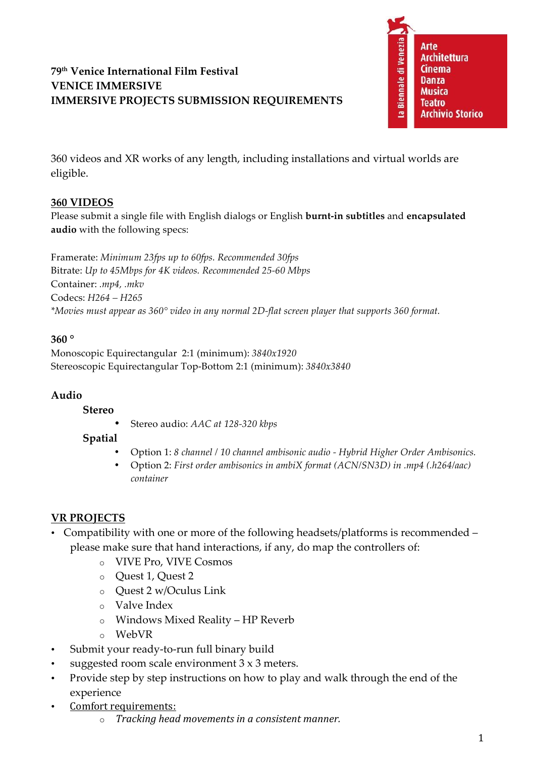**79th Venice International Film Festival**
**VENICE IMMERSIVE**
**IMMERSIVE PROJECTS SUBMISSION REQUIREMENTS**

La Biennale di Venezia
Arte
Architettura
Cinema
Danza
Musica
Teatro
Archivio Storico

360 videos and XR works of any length, including installations and virtual worlds are eligible.

## 360 VIDEOS

Please submit a single file with English dialogs or English **burnt-in subtitles** and **encapsulated audio** with the following specs:

Framerate: *Minimum 23fps up to 60fps. Recommended 30fps*
Bitrate: *Up to 45Mbps for 4K videos. Recommended 25-60 Mbps*
Container: *.mp4, .mkv*
Codecs: *H264 – H265*
*\*Movies must appear as 360° video in any normal 2D-flat screen player that supports 360 format.*

### 360 °

Monoscopic Equirectangular 2:1 (minimum): *3840x1920*
Stereoscopic Equirectangular Top-Bottom 2:1 (minimum): *3840x3840*

### Audio

**Stereo**

- Stereo audio: *AAC at 128-320 kbps*

**Spatial**

- Option 1: *8 channel / 10 channel ambisonic audio - Hybrid Higher Order Ambisonics.*
- Option 2: *First order ambisonics in ambiX format (ACN/SN3D) in .mp4 (.h264/aac) container*

## VR PROJECTS

- Compatibility with one or more of the following headsets/platforms is recommended – please make sure that hand interactions, if any, do map the controllers of:
  - VIVE Pro, VIVE Cosmos
  - Quest 1, Quest 2
  - Quest 2 w/Oculus Link
  - Valve Index
  - Windows Mixed Reality – HP Reverb
  - WebVR
- Submit your ready-to-run full binary build
- suggested room scale environment 3 x 3 meters.
- Provide step by step instructions on how to play and walk through the end of the experience
- Comfort requirements:
  - *Tracking head movements in a consistent manner.*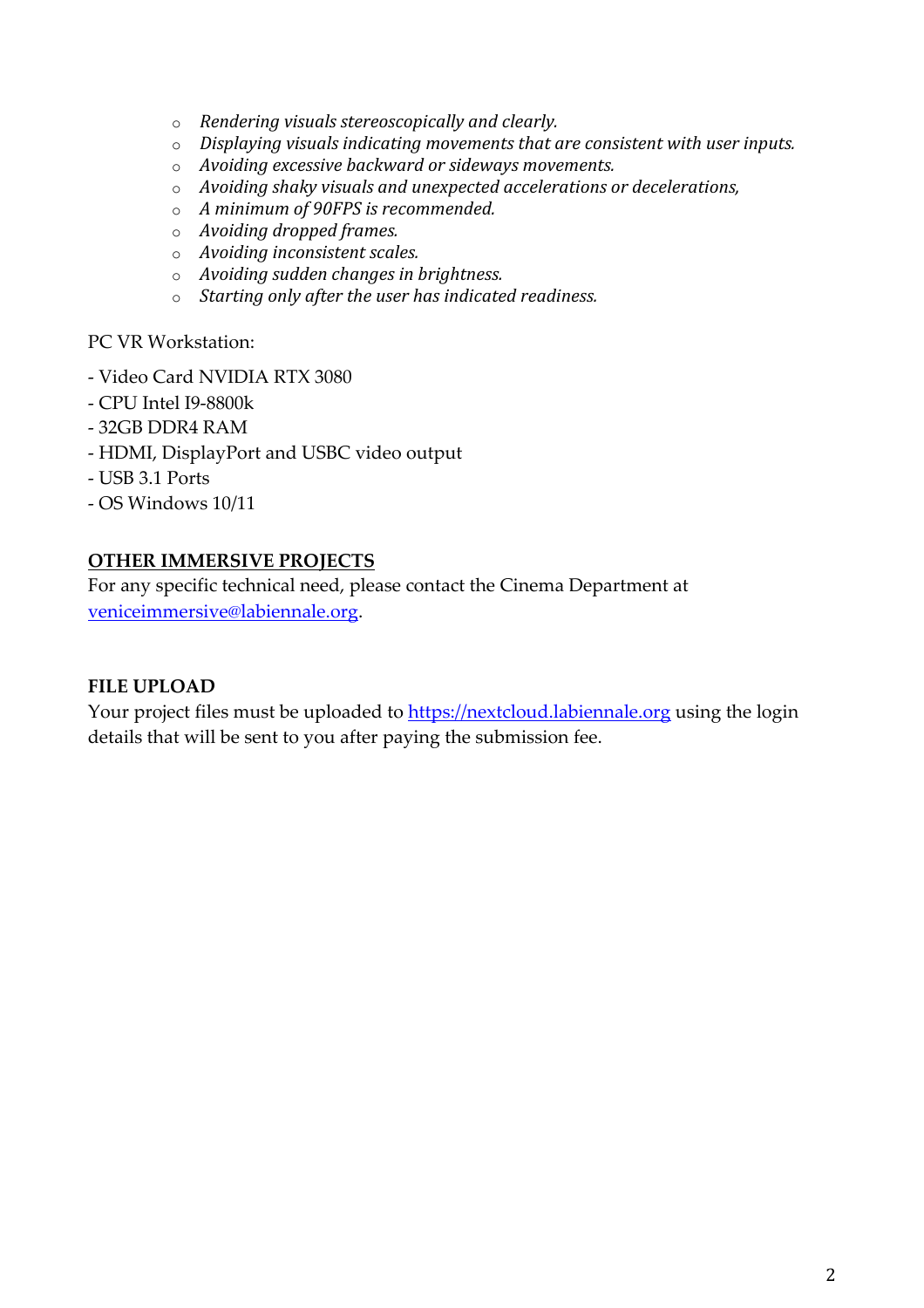- *Rendering visuals stereoscopically and clearly.*
- *Displaying visuals indicating movements that are consistent with user inputs.*
- *Avoiding excessive backward or sideways movements.*
- *Avoiding shaky visuals and unexpected accelerations or decelerations,*
- *A minimum of 90FPS is recommended.*
- *Avoiding dropped frames.*
- *Avoiding inconsistent scales.*
- *Avoiding sudden changes in brightness.*
- *Starting only after the user has indicated readiness.*

PC VR Workstation:

- Video Card NVIDIA RTX 3080
- CPU Intel I9-8800k
- 32GB DDR4 RAM
- HDMI, DisplayPort and USBC video output
- USB 3.1 Ports
- OS Windows 10/11

**OTHER IMMERSIVE PROJECTS**

For any specific technical need, please contact the Cinema Department at veniceimmersive@labiennale.org.

**FILE UPLOAD**

Your project files must be uploaded to https://nextcloud.labiennale.org using the login details that will be sent to you after paying the submission fee.